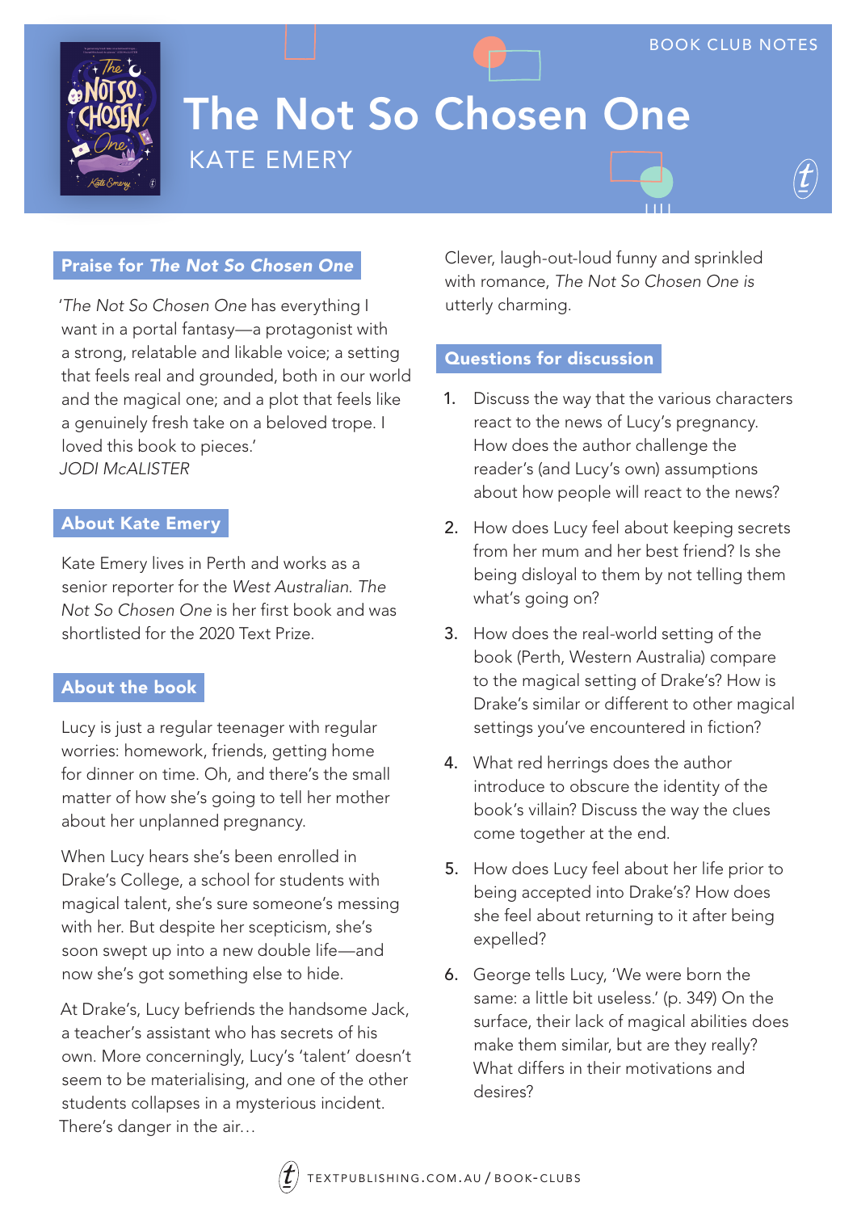BOOK CLUB NOTES

# The Not So Chosen One

KATE EMERY

## Praise for *The Not So Chosen One*

'*The Not So Chosen One* has everything I want in a portal fantasy—a protagonist with a strong, relatable and likable voice; a setting that feels real and grounded, both in our world and the magical one; and a plot that feels like a genuinely fresh take on a beloved trope. I loved this book to pieces.'
*JODI McALISTER*

## About Kate Emery

Kate Emery lives in Perth and works as a senior reporter for the *West Australian*. *The Not So Chosen One* is her first book and was shortlisted for the 2020 Text Prize.

## About the book

Lucy is just a regular teenager with regular worries: homework, friends, getting home for dinner on time. Oh, and there's the small matter of how she's going to tell her mother about her unplanned pregnancy.

When Lucy hears she's been enrolled in Drake's College, a school for students with magical talent, she's sure someone's messing with her. But despite her scepticism, she's soon swept up into a new double life—and now she's got something else to hide.

At Drake's, Lucy befriends the handsome Jack, a teacher's assistant who has secrets of his own. More concerningly, Lucy's 'talent' doesn't seem to be materialising, and one of the other students collapses in a mysterious incident. There's danger in the air…

Clever, laugh-out-loud funny and sprinkled with romance, *The Not So Chosen One* is utterly charming.

## Questions for discussion

1. Discuss the way that the various characters react to the news of Lucy's pregnancy. How does the author challenge the reader's (and Lucy's own) assumptions about how people will react to the news?
2. How does Lucy feel about keeping secrets from her mum and her best friend? Is she being disloyal to them by not telling them what's going on?
3. How does the real-world setting of the book (Perth, Western Australia) compare to the magical setting of Drake's? How is Drake's similar or different to other magical settings you've encountered in fiction?
4. What red herrings does the author introduce to obscure the identity of the book's villain? Discuss the way the clues come together at the end.
5. How does Lucy feel about her life prior to being accepted into Drake's? How does she feel about returning to it after being expelled?
6. George tells Lucy, 'We were born the same: a little bit useless.' (p. 349) On the surface, their lack of magical abilities does make them similar, but are they really? What differs in their motivations and desires?

TEXTPUBLISHING.COM.AU / BOOK-CLUBS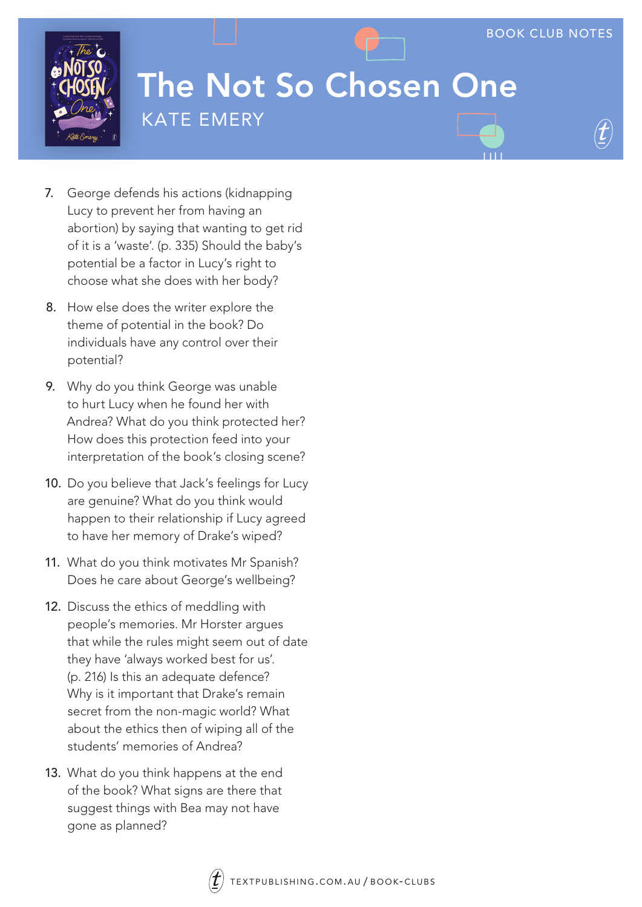BOOK CLUB NOTES

# The Not So Chosen One

## KATE EMERY

7. George defends his actions (kidnapping Lucy to prevent her from having an abortion) by saying that wanting to get rid of it is a 'waste'. (p. 335) Should the baby's potential be a factor in Lucy's right to choose what she does with her body?
8. How else does the writer explore the theme of potential in the book? Do individuals have any control over their potential?
9. Why do you think George was unable to hurt Lucy when he found her with Andrea? What do you think protected her? How does this protection feed into your interpretation of the book's closing scene?
10. Do you believe that Jack's feelings for Lucy are genuine? What do you think would happen to their relationship if Lucy agreed to have her memory of Drake's wiped?
11. What do you think motivates Mr Spanish? Does he care about George's wellbeing?
12. Discuss the ethics of meddling with people's memories. Mr Horster argues that while the rules might seem out of date they have 'always worked best for us'. (p. 216) Is this an adequate defence? Why is it important that Drake's remain secret from the non-magic world? What about the ethics then of wiping all of the students' memories of Andrea?
13. What do you think happens at the end of the book? What signs are there that suggest things with Bea may not have gone as planned?

TEXTPUBLISHING.COM.AU / BOOK-CLUBS